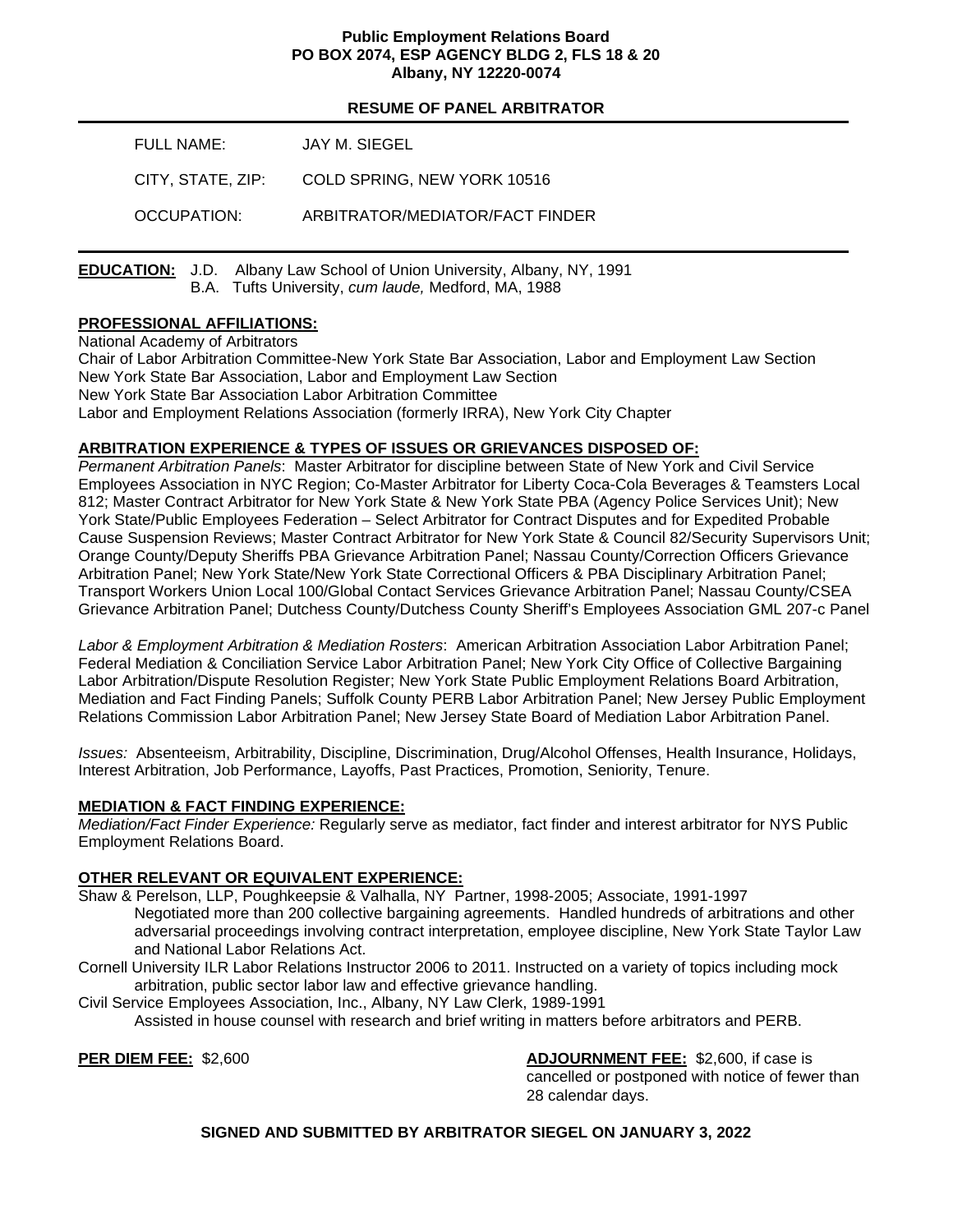**Public Employment Relations Board**
**PO BOX 2074, ESP AGENCY BLDG 2, FLS 18 & 20**
**Albany, NY 12220-0074**

## RESUME OF PANEL ARBITRATOR

| | |
|---|---|
| FULL NAME: | JAY M. SIEGEL |
| CITY, STATE, ZIP: | COLD SPRING, NEW YORK 10516 |
| OCCUPATION: | ARBITRATOR/MEDIATOR/FACT FINDER |

**EDUCATION:** J.D. Albany Law School of Union University, Albany, NY, 1991
B.A. Tufts University, *cum laude,* Medford, MA, 1988

**PROFESSIONAL AFFILIATIONS:**

National Academy of Arbitrators
Chair of Labor Arbitration Committee-New York State Bar Association, Labor and Employment Law Section
New York State Bar Association, Labor and Employment Law Section
New York State Bar Association Labor Arbitration Committee
Labor and Employment Relations Association (formerly IRRA), New York City Chapter

**ARBITRATION EXPERIENCE & TYPES OF ISSUES OR GRIEVANCES DISPOSED OF:**

*Permanent Arbitration Panels*: Master Arbitrator for discipline between State of New York and Civil Service Employees Association in NYC Region; Co-Master Arbitrator for Liberty Coca-Cola Beverages & Teamsters Local 812; Master Contract Arbitrator for New York State & New York State PBA (Agency Police Services Unit); New York State/Public Employees Federation – Select Arbitrator for Contract Disputes and for Expedited Probable Cause Suspension Reviews; Master Contract Arbitrator for New York State & Council 82/Security Supervisors Unit; Orange County/Deputy Sheriffs PBA Grievance Arbitration Panel; Nassau County/Correction Officers Grievance Arbitration Panel; New York State/New York State Correctional Officers & PBA Disciplinary Arbitration Panel; Transport Workers Union Local 100/Global Contact Services Grievance Arbitration Panel; Nassau County/CSEA Grievance Arbitration Panel; Dutchess County/Dutchess County Sheriff's Employees Association GML 207-c Panel

*Labor & Employment Arbitration & Mediation Rosters*: American Arbitration Association Labor Arbitration Panel; Federal Mediation & Conciliation Service Labor Arbitration Panel; New York City Office of Collective Bargaining Labor Arbitration/Dispute Resolution Register; New York State Public Employment Relations Board Arbitration, Mediation and Fact Finding Panels; Suffolk County PERB Labor Arbitration Panel; New Jersey Public Employment Relations Commission Labor Arbitration Panel; New Jersey State Board of Mediation Labor Arbitration Panel.

*Issues:* Absenteeism, Arbitrability, Discipline, Discrimination, Drug/Alcohol Offenses, Health Insurance, Holidays, Interest Arbitration, Job Performance, Layoffs, Past Practices, Promotion, Seniority, Tenure.

**MEDIATION & FACT FINDING EXPERIENCE:**

*Mediation/Fact Finder Experience:* Regularly serve as mediator, fact finder and interest arbitrator for NYS Public Employment Relations Board.

**OTHER RELEVANT OR EQUIVALENT EXPERIENCE:**

Shaw & Perelson, LLP, Poughkeepsie & Valhalla, NY Partner, 1998-2005; Associate, 1991-1997
Negotiated more than 200 collective bargaining agreements. Handled hundreds of arbitrations and other adversarial proceedings involving contract interpretation, employee discipline, New York State Taylor Law and National Labor Relations Act.

Cornell University ILR Labor Relations Instructor 2006 to 2011. Instructed on a variety of topics including mock arbitration, public sector labor law and effective grievance handling.

Civil Service Employees Association, Inc., Albany, NY Law Clerk, 1989-1991
Assisted in house counsel with research and brief writing in matters before arbitrators and PERB.

**PER DIEM FEE:** $2,600

**ADJOURNMENT FEE:** $2,600, if case is cancelled or postponed with notice of fewer than 28 calendar days.

**SIGNED AND SUBMITTED BY ARBITRATOR SIEGEL ON JANUARY 3, 2022**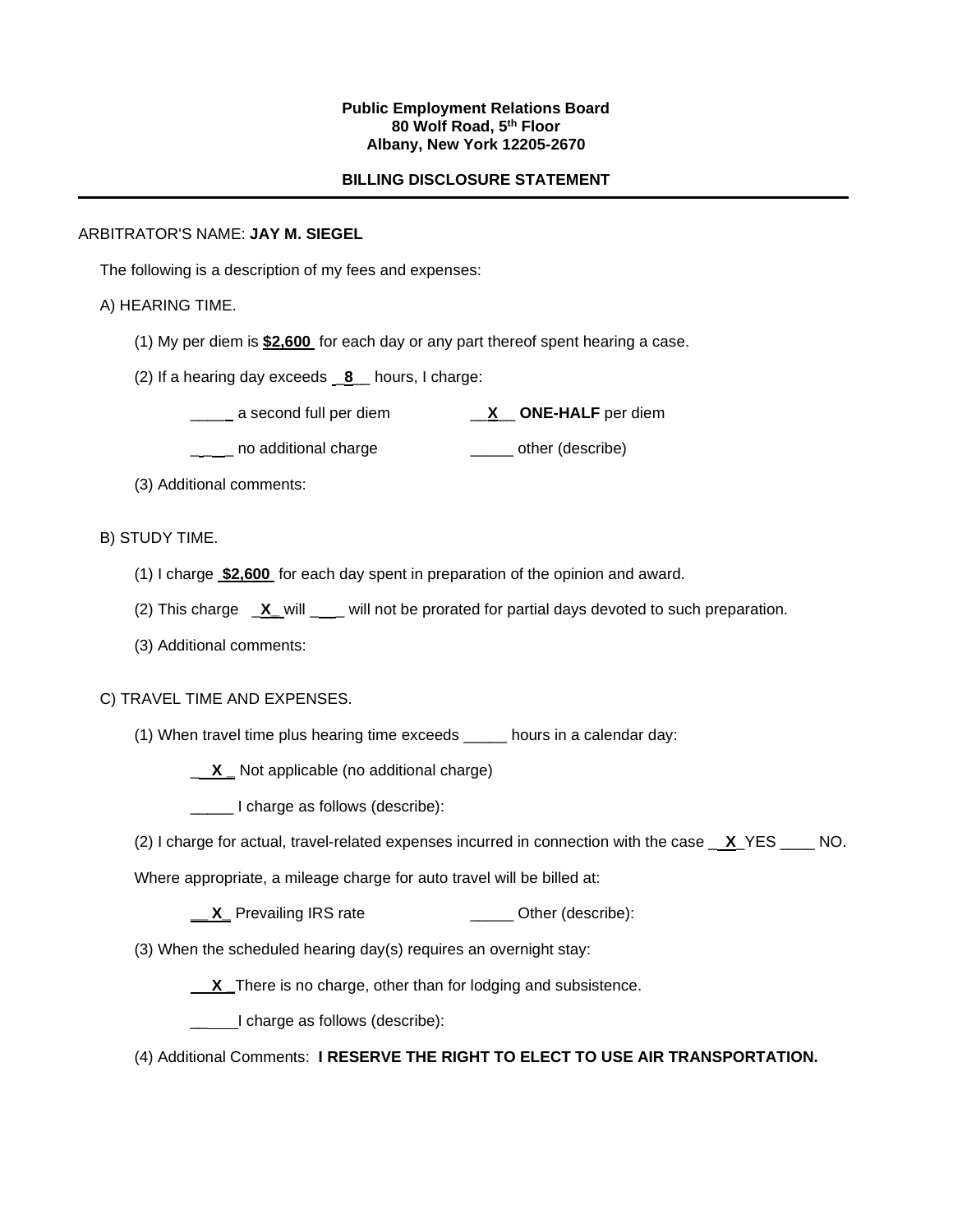**Public Employment Relations Board**
**80 Wolf Road, 5th Floor**
**Albany, New York 12205-2670**

**BILLING DISCLOSURE STATEMENT**

---

ARBITRATOR'S NAME: **JAY M. SIEGEL**

The following is a description of my fees and expenses:

A) HEARING TIME.

(1) My per diem is **$2,600** for each day or any part thereof spent hearing a case.

(2) If a hearing day exceeds __8__ hours, I charge:

_____ a second full per diem __X__ **ONE-HALF** per diem

_____ no additional charge _____ other (describe)

(3) Additional comments:

B) STUDY TIME.

(1) I charge **$2,600** for each day spent in preparation of the opinion and award.

(2) This charge _X_ will ___ will not be prorated for partial days devoted to such preparation.

(3) Additional comments:

C) TRAVEL TIME AND EXPENSES.

(1) When travel time plus hearing time exceeds _____ hours in a calendar day:

__X__ Not applicable (no additional charge)

_____ I charge as follows (describe):

(2) I charge for actual, travel-related expenses incurred in connection with the case __X__ YES ____ NO.

Where appropriate, a mileage charge for auto travel will be billed at:

__X__ Prevailing IRS rate _____ Other (describe):

(3) When the scheduled hearing day(s) requires an overnight stay:

__X__ There is no charge, other than for lodging and subsistence.

_____ I charge as follows (describe):

(4) Additional Comments: **I RESERVE THE RIGHT TO ELECT TO USE AIR TRANSPORTATION.**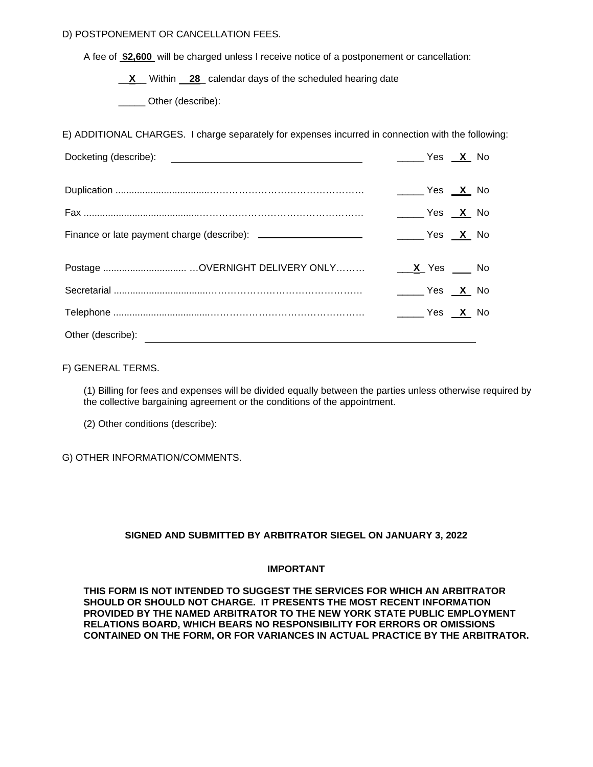D) POSTPONEMENT OR CANCELLATION FEES.

A fee of **$2,600** will be charged unless I receive notice of a postponement or cancellation:

__**X**__ Within **28** calendar days of the scheduled hearing date

_____ Other (describe):

E) ADDITIONAL CHARGES. I charge separately for expenses incurred in connection with the following:

| | |
|---|---|
| Docketing (describe): | _____ Yes __**X**__ No |
| Duplication | _____ Yes __**X**__ No |
| Fax | _____ Yes __**X**__ No |
| Finance or late payment charge (describe): | _____ Yes __**X**__ No |
| Postage ... OVERNIGHT DELIVERY ONLY | __**X**__ Yes _____ No |
| Secretarial | _____ Yes __**X**__ No |
| Telephone | _____ Yes __**X**__ No |
| Other (describe): | |

F) GENERAL TERMS.

(1) Billing for fees and expenses will be divided equally between the parties unless otherwise required by the collective bargaining agreement or the conditions of the appointment.

(2) Other conditions (describe):

G) OTHER INFORMATION/COMMENTS.

**SIGNED AND SUBMITTED BY ARBITRATOR SIEGEL ON JANUARY 3, 2022**

**IMPORTANT**

**THIS FORM IS NOT INTENDED TO SUGGEST THE SERVICES FOR WHICH AN ARBITRATOR SHOULD OR SHOULD NOT CHARGE. IT PRESENTS THE MOST RECENT INFORMATION PROVIDED BY THE NAMED ARBITRATOR TO THE NEW YORK STATE PUBLIC EMPLOYMENT RELATIONS BOARD, WHICH BEARS NO RESPONSIBILITY FOR ERRORS OR OMISSIONS CONTAINED ON THE FORM, OR FOR VARIANCES IN ACTUAL PRACTICE BY THE ARBITRATOR.**